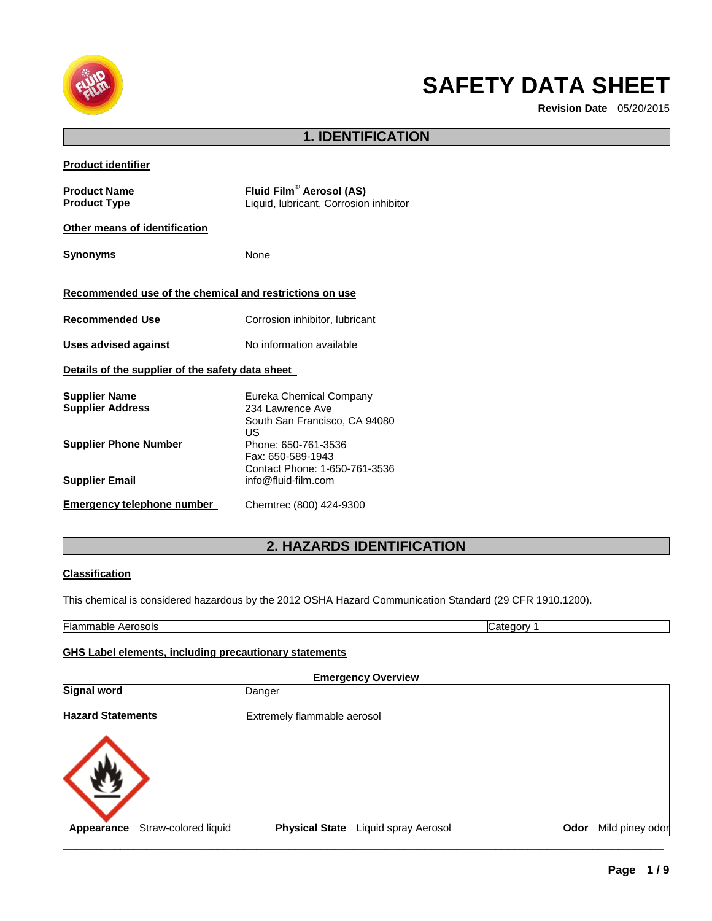# SAFETY DATA SHEET

**Revision Date** 05/20/2015

## 1. IDENTIFICATION

**Product identifier**

| | |
|---|---|
| **Product Name** | **Fluid Film® Aerosol (AS)** |
| **Product Type** | Liquid, lubricant, Corrosion inhibitor |

**Other means of identification**

| | |
|---|---|
| **Synonyms** | None |

**Recommended use of the chemical and restrictions on use**

| | |
|---|---|
| **Recommended Use** | Corrosion inhibitor, lubricant |
| **Uses advised against** | No information available |

**Details of the supplier of the safety data sheet**

| | |
|---|---|
| **Supplier Name** | Eureka Chemical Company |
| **Supplier Address** | 234 Lawrence Ave<br>South San Francisco, CA 94080<br>US |
| **Supplier Phone Number** | Phone: 650-761-3536<br>Fax: 650-589-1943<br>Contact Phone: 1-650-761-3536 |
| **Supplier Email** | info@fluid-film.com |

**Emergency telephone number** Chemtrec (800) 424-9300

## 2. HAZARDS IDENTIFICATION

**Classification**

This chemical is considered hazardous by the 2012 OSHA Hazard Communication Standard (29 CFR 1910.1200).

| | |
|---|---|
| Flammable Aerosols | Category 1 |

**GHS Label elements, including precautionary statements**

**Emergency Overview**

| | |
|---|---|
| **Signal word** | Danger |
| **Hazard Statements** | Extremely flammable aerosol |

**Appearance** Straw-colored liquid **Physical State** Liquid spray Aerosol **Odor** Mild piney odor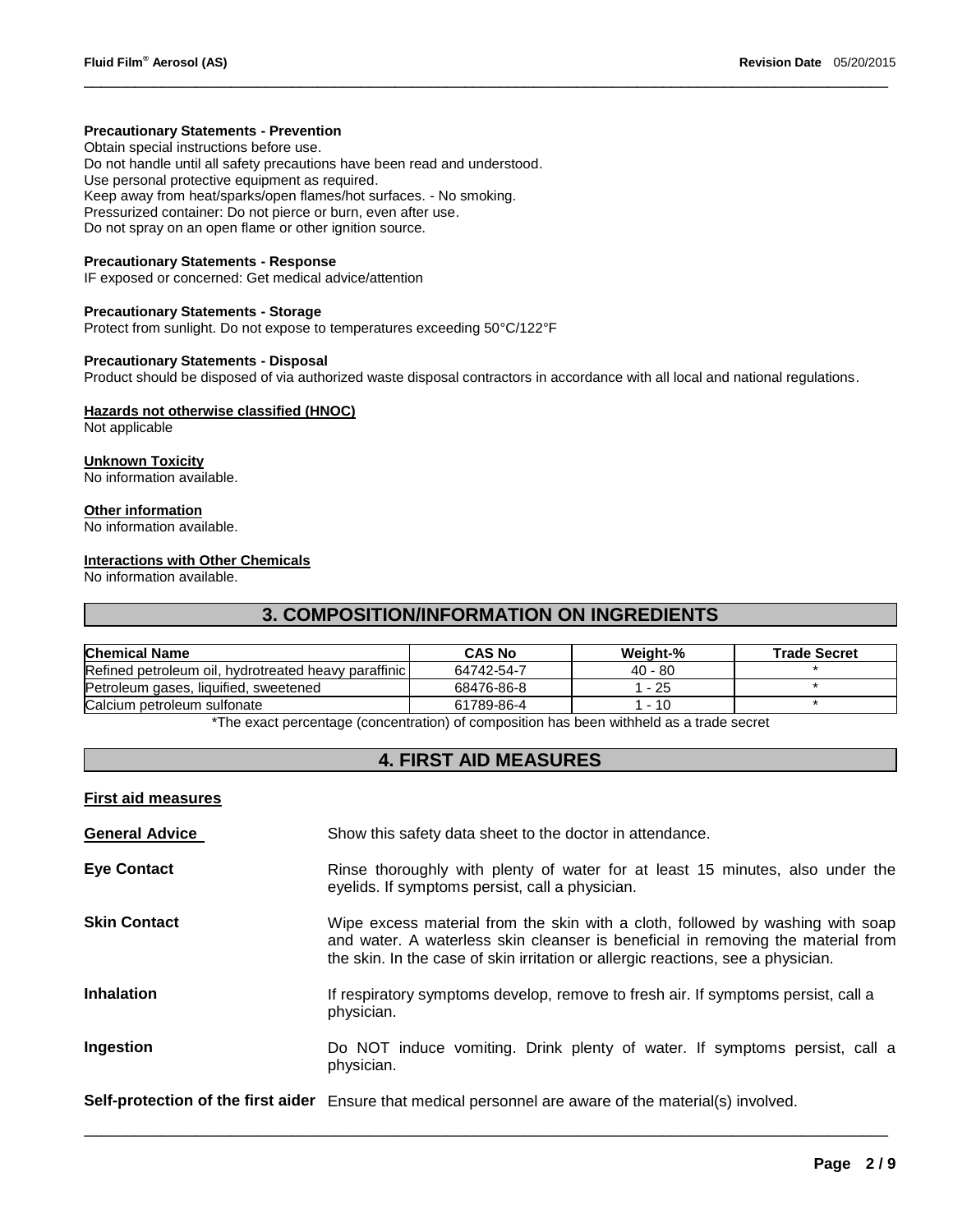**Precautionary Statements - Prevention**

Obtain special instructions before use.
Do not handle until all safety precautions have been read and understood.
Use personal protective equipment as required.
Keep away from heat/sparks/open flames/hot surfaces. - No smoking.
Pressurized container: Do not pierce or burn, even after use.
Do not spray on an open flame or other ignition source.

**Precautionary Statements - Response**

IF exposed or concerned: Get medical advice/attention

**Precautionary Statements - Storage**

Protect from sunlight. Do not expose to temperatures exceeding 50°C/122°F

**Precautionary Statements - Disposal**

Product should be disposed of via authorized waste disposal contractors in accordance with all local and national regulations.

**Hazards not otherwise classified (HNOC)**

Not applicable

**Unknown Toxicity**

No information available.

**Other information**

No information available.

**Interactions with Other Chemicals**

No information available.

## 3. COMPOSITION/INFORMATION ON INGREDIENTS

| Chemical Name | CAS No | Weight-% | Trade Secret |
| --- | --- | --- | --- |
| Refined petroleum oil, hydrotreated heavy paraffinic | 64742-54-7 | 40 - 80 | * |
| Petroleum gases, liquified, sweetened | 68476-86-8 | 1 - 25 | * |
| Calcium petroleum sulfonate | 61789-86-4 | 1 - 10 | * |

*The exact percentage (concentration) of composition has been withheld as a trade secret

## 4. FIRST AID MEASURES

**First aid measures**

**General Advice** Show this safety data sheet to the doctor in attendance.

**Eye Contact** Rinse thoroughly with plenty of water for at least 15 minutes, also under the eyelids. If symptoms persist, call a physician.

**Skin Contact** Wipe excess material from the skin with a cloth, followed by washing with soap and water. A waterless skin cleanser is beneficial in removing the material from the skin. In the case of skin irritation or allergic reactions, see a physician.

**Inhalation** If respiratory symptoms develop, remove to fresh air. If symptoms persist, call a physician.

**Ingestion** Do NOT induce vomiting. Drink plenty of water. If symptoms persist, call a physician.

**Self-protection of the first aider** Ensure that medical personnel are aware of the material(s) involved.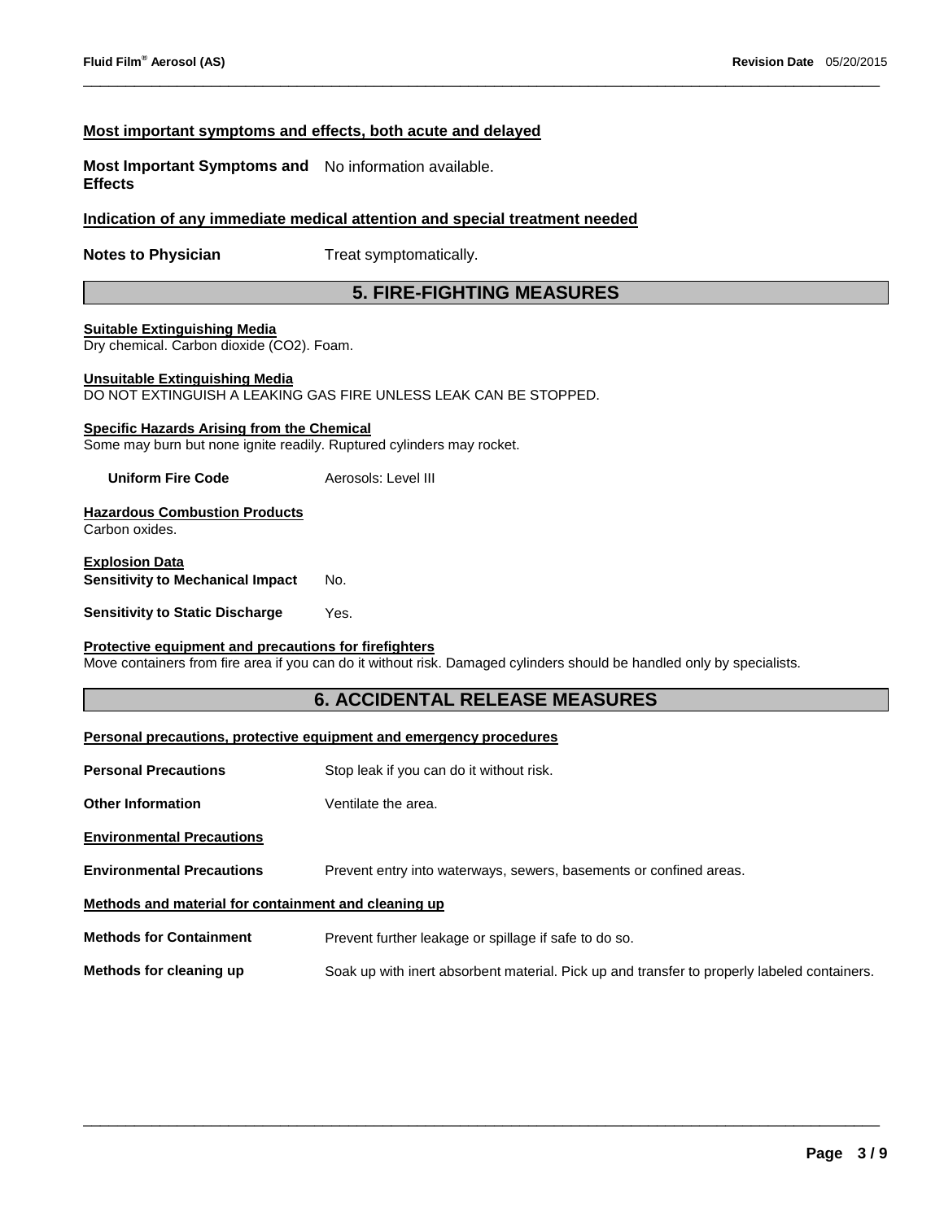### Most important symptoms and effects, both acute and delayed

**Most Important Symptoms and Effects** No information available.

### Indication of any immediate medical attention and special treatment needed

**Notes to Physician** Treat symptomatically.

## 5. FIRE-FIGHTING MEASURES

**Suitable Extinguishing Media**
Dry chemical. Carbon dioxide ($CO_2$). Foam.

**Unsuitable Extinguishing Media**
DO NOT EXTINGUISH A LEAKING GAS FIRE UNLESS LEAK CAN BE STOPPED.

**Specific Hazards Arising from the Chemical**
Some may burn but none ignite readily. Ruptured cylinders may rocket.

**Uniform Fire Code** Aerosols: Level III

**Hazardous Combustion Products**
Carbon oxides.

**Explosion Data**
**Sensitivity to Mechanical Impact** No.

**Sensitivity to Static Discharge** Yes.

**Protective equipment and precautions for firefighters**
Move containers from fire area if you can do it without risk. Damaged cylinders should be handled only by specialists.

## 6. ACCIDENTAL RELEASE MEASURES

### Personal precautions, protective equipment and emergency procedures

**Personal Precautions** Stop leak if you can do it without risk.

**Other Information** Ventilate the area.

### Environmental Precautions

**Environmental Precautions** Prevent entry into waterways, sewers, basements or confined areas.

### Methods and material for containment and cleaning up

**Methods for Containment** Prevent further leakage or spillage if safe to do so.

**Methods for cleaning up** Soak up with inert absorbent material. Pick up and transfer to properly labeled containers.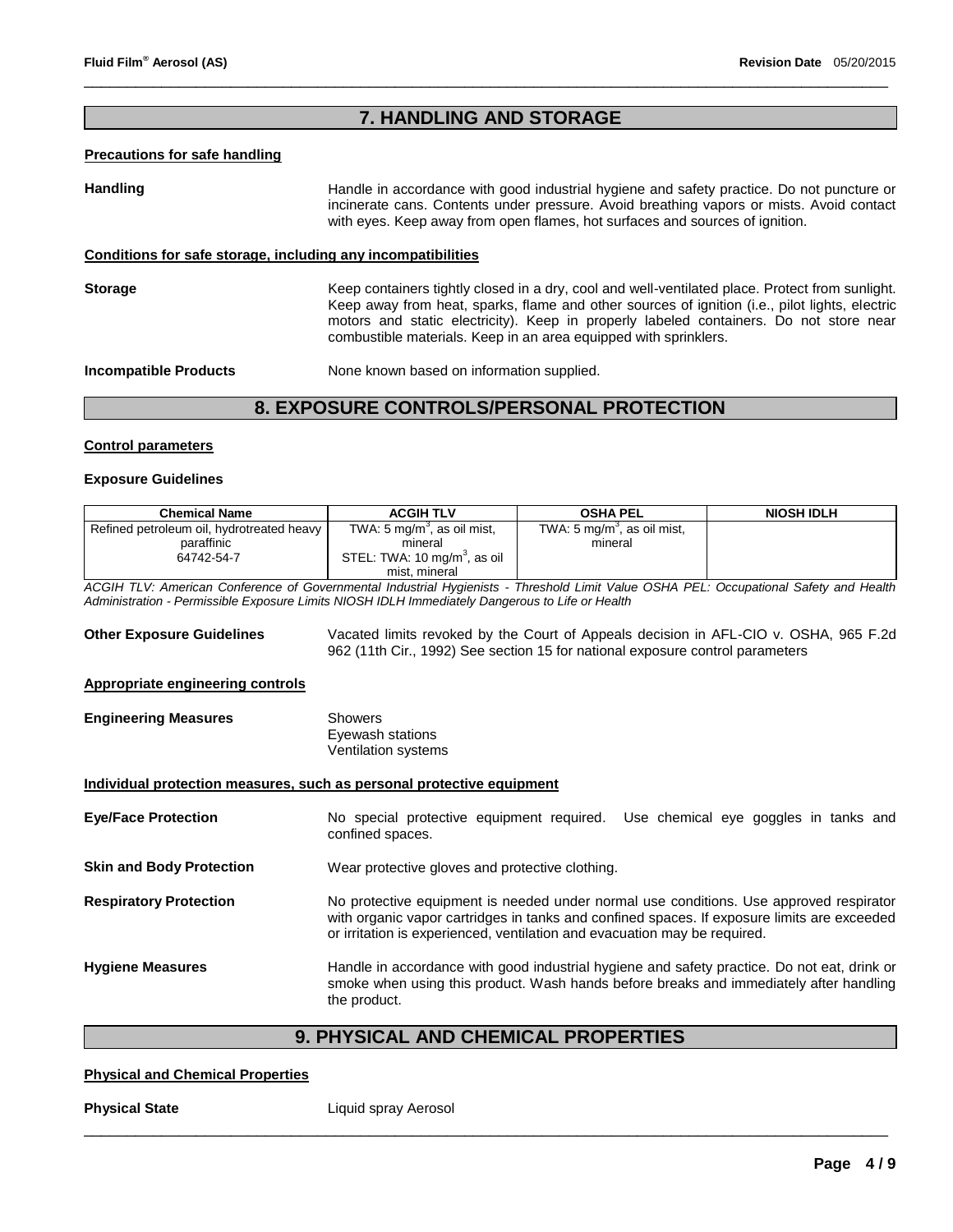## 7. HANDLING AND STORAGE

**Precautions for safe handling**

**Handling** Handle in accordance with good industrial hygiene and safety practice. Do not puncture or incinerate cans. Contents under pressure. Avoid breathing vapors or mists. Avoid contact with eyes. Keep away from open flames, hot surfaces and sources of ignition.

**Conditions for safe storage, including any incompatibilities**

**Storage** Keep containers tightly closed in a dry, cool and well-ventilated place. Protect from sunlight. Keep away from heat, sparks, flame and other sources of ignition (i.e., pilot lights, electric motors and static electricity). Keep in properly labeled containers. Do not store near combustible materials. Keep in an area equipped with sprinklers.

**Incompatible Products** None known based on information supplied.

## 8. EXPOSURE CONTROLS/PERSONAL PROTECTION

**Control parameters**

**Exposure Guidelines**

| Chemical Name | ACGIH TLV | OSHA PEL | NIOSH IDLH |
|---|---|---|---|
| Refined petroleum oil, hydrotreated heavy paraffinic 64742-54-7 | TWA: 5 mg/m$^3$, as oil mist, mineral STEL: TWA: 10 mg/m$^3$, as oil mist, mineral | TWA: 5 mg/m$^3$, as oil mist, mineral | |

*ACGIH TLV: American Conference of Governmental Industrial Hygienists - Threshold Limit Value OSHA PEL: Occupational Safety and Health Administration - Permissible Exposure Limits NIOSH IDLH Immediately Dangerous to Life or Health*

**Other Exposure Guidelines** Vacated limits revoked by the Court of Appeals decision in AFL-CIO v. OSHA, 965 F.2d 962 (11th Cir., 1992) See section 15 for national exposure control parameters

**Appropriate engineering controls**

**Engineering Measures** Showers
Eyewash stations
Ventilation systems

**Individual protection measures, such as personal protective equipment**

**Eye/Face Protection** No special protective equipment required. Use chemical eye goggles in tanks and confined spaces.

**Skin and Body Protection** Wear protective gloves and protective clothing.

**Respiratory Protection** No protective equipment is needed under normal use conditions. Use approved respirator with organic vapor cartridges in tanks and confined spaces. If exposure limits are exceeded or irritation is experienced, ventilation and evacuation may be required.

**Hygiene Measures** Handle in accordance with good industrial hygiene and safety practice. Do not eat, drink or smoke when using this product. Wash hands before breaks and immediately after handling the product.

## 9. PHYSICAL AND CHEMICAL PROPERTIES

**Physical and Chemical Properties**

**Physical State** Liquid spray Aerosol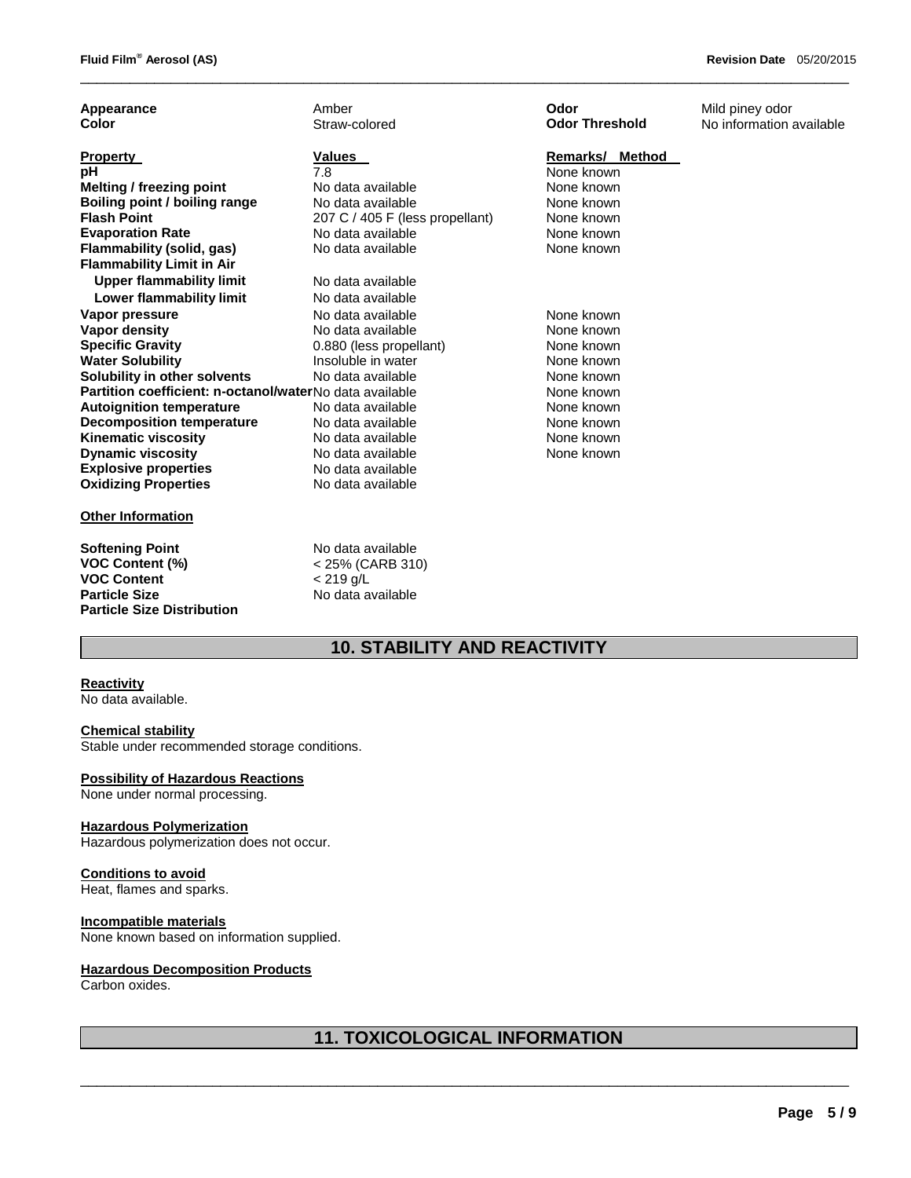| | | | |
|---|---|---|---|
| **Appearance** | Amber | **Odor** | Mild piney odor |
| **Color** | Straw-colored | **Odor Threshold** | No information available |

| **Property** | **Values** | **Remarks/ Method** |
|---|---|---|
| **pH** | 7.8 | None known |
| **Melting / freezing point** | No data available | None known |
| **Boiling point / boiling range** | No data available | None known |
| **Flash Point** | 207 C / 405 F (less propellant) | None known |
| **Evaporation Rate** | No data available | None known |
| **Flammability (solid, gas)** | No data available | None known |
| **Flammability Limit in Air** | | |
| **Upper flammability limit** | No data available | |
| **Lower flammability limit** | No data available | |
| **Vapor pressure** | No data available | None known |
| **Vapor density** | No data available | None known |
| **Specific Gravity** | 0.880 (less propellant) | None known |
| **Water Solubility** | Insoluble in water | None known |
| **Solubility in other solvents** | No data available | None known |
| **Partition coefficient: n-octanol/water** | No data available | None known |
| **Autoignition temperature** | No data available | None known |
| **Decomposition temperature** | No data available | None known |
| **Kinematic viscosity** | No data available | None known |
| **Dynamic viscosity** | No data available | None known |
| **Explosive properties** | No data available | |
| **Oxidizing Properties** | No data available | |

**Other Information**

| | |
|---|---|
| **Softening Point** | No data available |
| **VOC Content (%)** | < 25% (CARB 310) |
| **VOC Content** | < 219 g/L |
| **Particle Size** | No data available |
| **Particle Size Distribution** | |

## 10. STABILITY AND REACTIVITY

**Reactivity**
No data available.

**Chemical stability**
Stable under recommended storage conditions.

**Possibility of Hazardous Reactions**
None under normal processing.

**Hazardous Polymerization**
Hazardous polymerization does not occur.

**Conditions to avoid**
Heat, flames and sparks.

**Incompatible materials**
None known based on information supplied.

**Hazardous Decomposition Products**
Carbon oxides.

## 11. TOXICOLOGICAL INFORMATION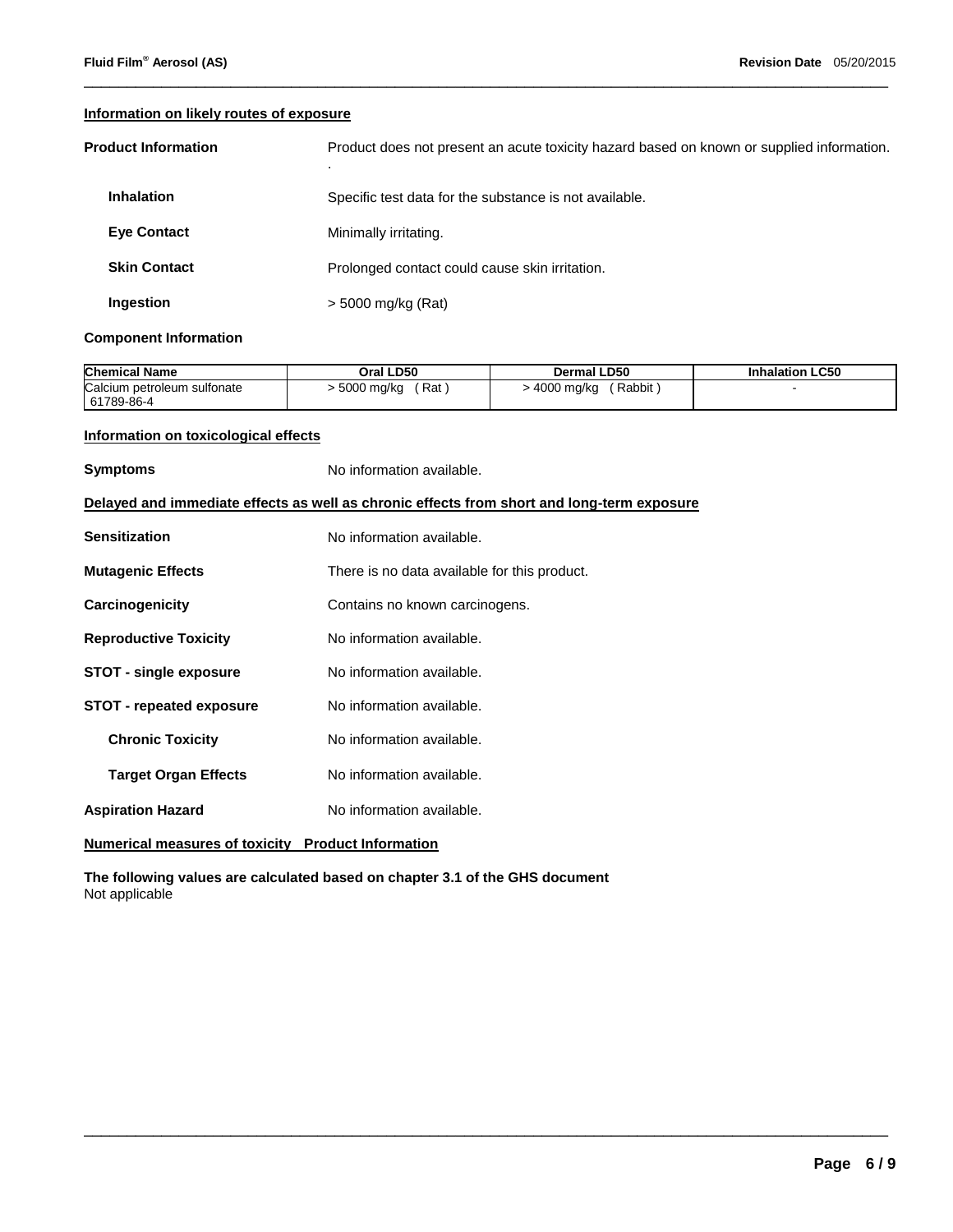## Information on likely routes of exposure

**Product Information** Product does not present an acute toxicity hazard based on known or supplied information.
.

**Inhalation** Specific test data for the substance is not available.

**Eye Contact** Minimally irritating.

**Skin Contact** Prolonged contact could cause skin irritation.

**Ingestion** > 5000 mg/kg (Rat)

### Component Information

| Chemical Name | Oral LD50 | Dermal LD50 | Inhalation LC50 |
|---|---|---|---|
| Calcium petroleum sulfonate 61789-86-4 | > 5000 mg/kg ( Rat ) | > 4000 mg/kg ( Rabbit ) | - |

## Information on toxicological effects

**Symptoms** No information available.

## Delayed and immediate effects as well as chronic effects from short and long-term exposure

**Sensitization** No information available.

**Mutagenic Effects** There is no data available for this product.

**Carcinogenicity** Contains no known carcinogens.

**Reproductive Toxicity** No information available.

**STOT - single exposure** No information available.

**STOT - repeated exposure** No information available.

**Chronic Toxicity** No information available.

**Target Organ Effects** No information available.

**Aspiration Hazard** No information available.

## Numerical measures of toxicity Product Information

**The following values are calculated based on chapter 3.1 of the GHS document**
Not applicable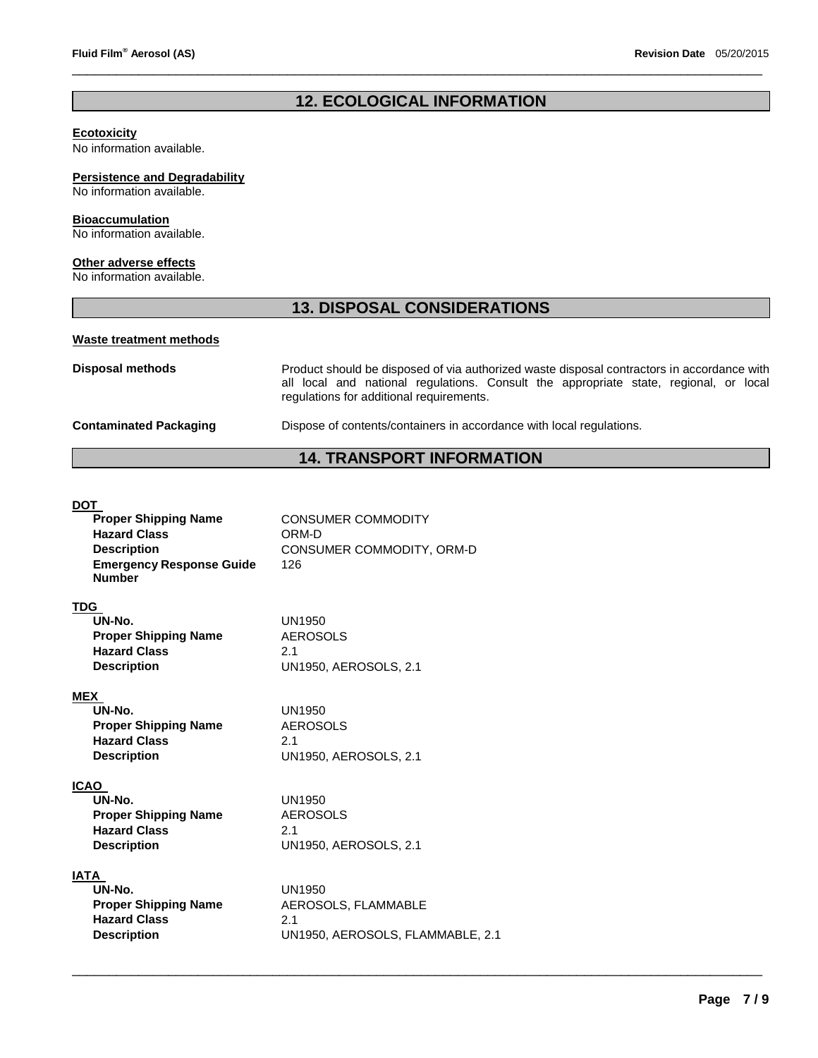## 12. ECOLOGICAL INFORMATION

**Ecotoxicity**
No information available.

**Persistence and Degradability**
No information available.

**Bioaccumulation**
No information available.

**Other adverse effects**
No information available.

## 13. DISPOSAL CONSIDERATIONS

**Waste treatment methods**

| | |
|---|---|
| **Disposal methods** | Product should be disposed of via authorized waste disposal contractors in accordance with all local and national regulations. Consult the appropriate state, regional, or local regulations for additional requirements. |
| **Contaminated Packaging** | Dispose of contents/containers in accordance with local regulations. |

## 14. TRANSPORT INFORMATION

**DOT**

| | |
|---|---|
| **Proper Shipping Name** | CONSUMER COMMODITY |
| **Hazard Class** | ORM-D |
| **Description** | CONSUMER COMMODITY, ORM-D |
| **Emergency Response Guide Number** | 126 |

**TDG**

| | |
|---|---|
| **UN-No.** | UN1950 |
| **Proper Shipping Name** | AEROSOLS |
| **Hazard Class** | 2.1 |
| **Description** | UN1950, AEROSOLS, 2.1 |

**MEX**

| | |
|---|---|
| **UN-No.** | UN1950 |
| **Proper Shipping Name** | AEROSOLS |
| **Hazard Class** | 2.1 |
| **Description** | UN1950, AEROSOLS, 2.1 |

**ICAO**

| | |
|---|---|
| **UN-No.** | UN1950 |
| **Proper Shipping Name** | AEROSOLS |
| **Hazard Class** | 2.1 |
| **Description** | UN1950, AEROSOLS, 2.1 |

**IATA**

| | |
|---|---|
| **UN-No.** | UN1950 |
| **Proper Shipping Name** | AEROSOLS, FLAMMABLE |
| **Hazard Class** | 2.1 |
| **Description** | UN1950, AEROSOLS, FLAMMABLE, 2.1 |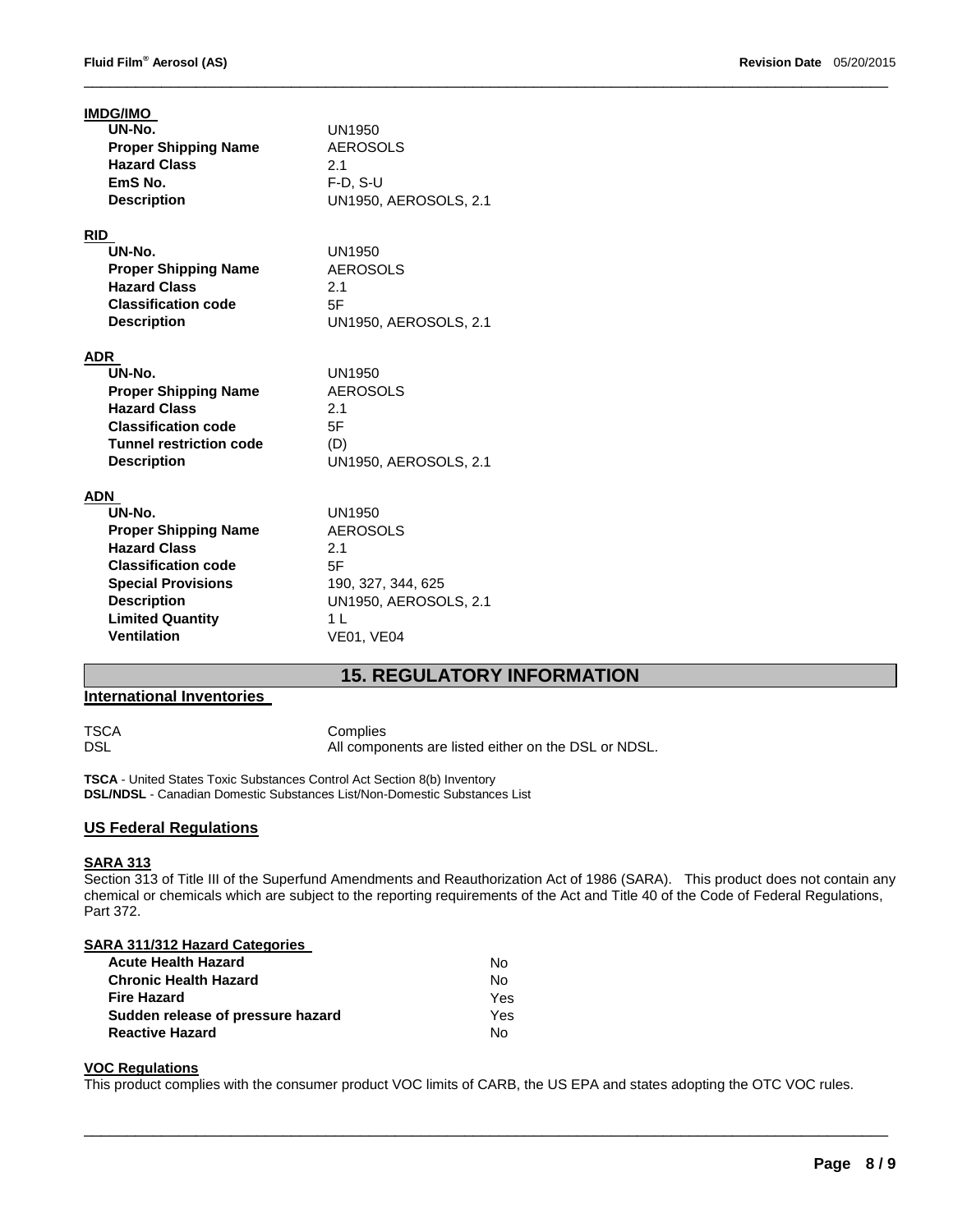**IMDG/IMO**

| | |
|---|---|
| **UN-No.** | UN1950 |
| **Proper Shipping Name** | AEROSOLS |
| **Hazard Class** | 2.1 |
| **EmS No.** | F-D, S-U |
| **Description** | UN1950, AEROSOLS, 2.1 |

**RID**

| | |
|---|---|
| **UN-No.** | UN1950 |
| **Proper Shipping Name** | AEROSOLS |
| **Hazard Class** | 2.1 |
| **Classification code** | 5F |
| **Description** | UN1950, AEROSOLS, 2.1 |

**ADR**

| | |
|---|---|
| **UN-No.** | UN1950 |
| **Proper Shipping Name** | AEROSOLS |
| **Hazard Class** | 2.1 |
| **Classification code** | 5F |
| **Tunnel restriction code** | (D) |
| **Description** | UN1950, AEROSOLS, 2.1 |

**ADN**

| | |
|---|---|
| **UN-No.** | UN1950 |
| **Proper Shipping Name** | AEROSOLS |
| **Hazard Class** | 2.1 |
| **Classification code** | 5F |
| **Special Provisions** | 190, 327, 344, 625 |
| **Description** | UN1950, AEROSOLS, 2.1 |
| **Limited Quantity** | 1 L |
| **Ventilation** | VE01, VE04 |

## 15. REGULATORY INFORMATION

### International Inventories

| | |
|---|---|
| TSCA | Complies |
| DSL | All components are listed either on the DSL or NDSL. |

**TSCA** - United States Toxic Substances Control Act Section 8(b) Inventory
**DSL/NDSL** - Canadian Domestic Substances List/Non-Domestic Substances List

### US Federal Regulations

**SARA 313**

Section 313 of Title III of the Superfund Amendments and Reauthorization Act of 1986 (SARA). This product does not contain any chemical or chemicals which are subject to the reporting requirements of the Act and Title 40 of the Code of Federal Regulations, Part 372.

**SARA 311/312 Hazard Categories**

| | |
|---|---|
| **Acute Health Hazard** | No |
| **Chronic Health Hazard** | No |
| **Fire Hazard** | Yes |
| **Sudden release of pressure hazard** | Yes |
| **Reactive Hazard** | No |

**VOC Regulations**

This product complies with the consumer product VOC limits of CARB, the US EPA and states adopting the OTC VOC rules.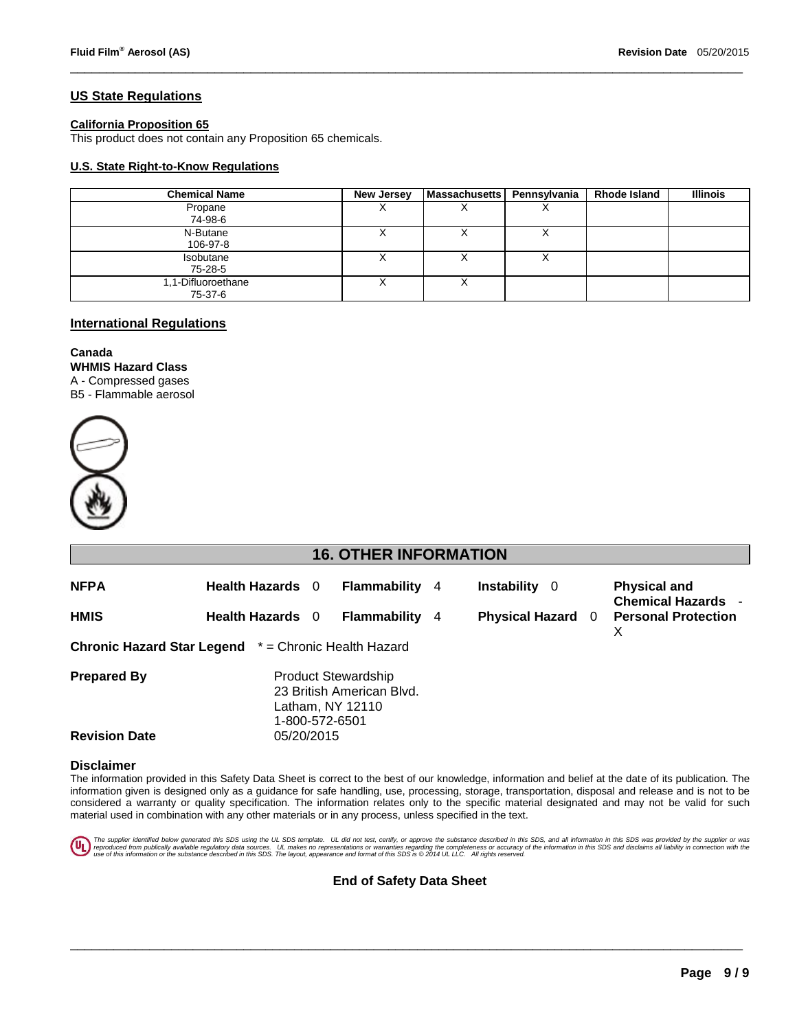## US State Regulations

**California Proposition 65**

This product does not contain any Proposition 65 chemicals.

**U.S. State Right-to-Know Regulations**

| Chemical Name | New Jersey | Massachusetts | Pennsylvania | Rhode Island | Illinois |
|---|---|---|---|---|---|
| Propane<br>74-98-6 | X | X | X | | |
| N-Butane<br>106-97-8 | X | X | X | | |
| Isobutane<br>75-28-5 | X | X | X | | |
| 1,1-Difluoroethane<br>75-37-6 | X | X | | | |

## International Regulations

**Canada**

**WHMIS Hazard Class**

A - Compressed gases

B5 - Flammable aerosol

## 16. OTHER INFORMATION

| | | | | |
|---|---|---|---|---|
| **NFPA** | **Health Hazards** 0 | **Flammability** 4 | **Instability** 0 | **Physical and Chemical Hazards** - |
| **HMIS** | **Health Hazards** 0 | **Flammability** 4 | **Physical Hazard** 0 | **Personal Protection** X |

**Chronic Hazard Star Legend** * = Chronic Health Hazard

**Prepared By**
Product Stewardship
23 British American Blvd.
Latham, NY 12110
1-800-572-6501

**Revision Date** 05/20/2015

**Disclaimer**

The information provided in this Safety Data Sheet is correct to the best of our knowledge, information and belief at the date of its publication. The information given is designed only as a guidance for safe handling, use, processing, storage, transportation, disposal and release and is not to be considered a warranty or quality specification. The information relates only to the specific material designated and may not be valid for such material used in combination with any other materials or in any process, unless specified in the text.

*The supplier identified below generated this SDS using the UL SDS template. UL did not test, certify, or approve the substance described in this SDS, and all information in this SDS was provided by the supplier or was reproduced from publically available regulatory data sources. UL makes no representations or warranties regarding the completeness or accuracy of the information in this SDS and disclaims all liability in connection with the use of this information or the substance described in this SDS. The layout, appearance and format of this SDS is © 2014 UL LLC. All rights reserved.*

**End of Safety Data Sheet**